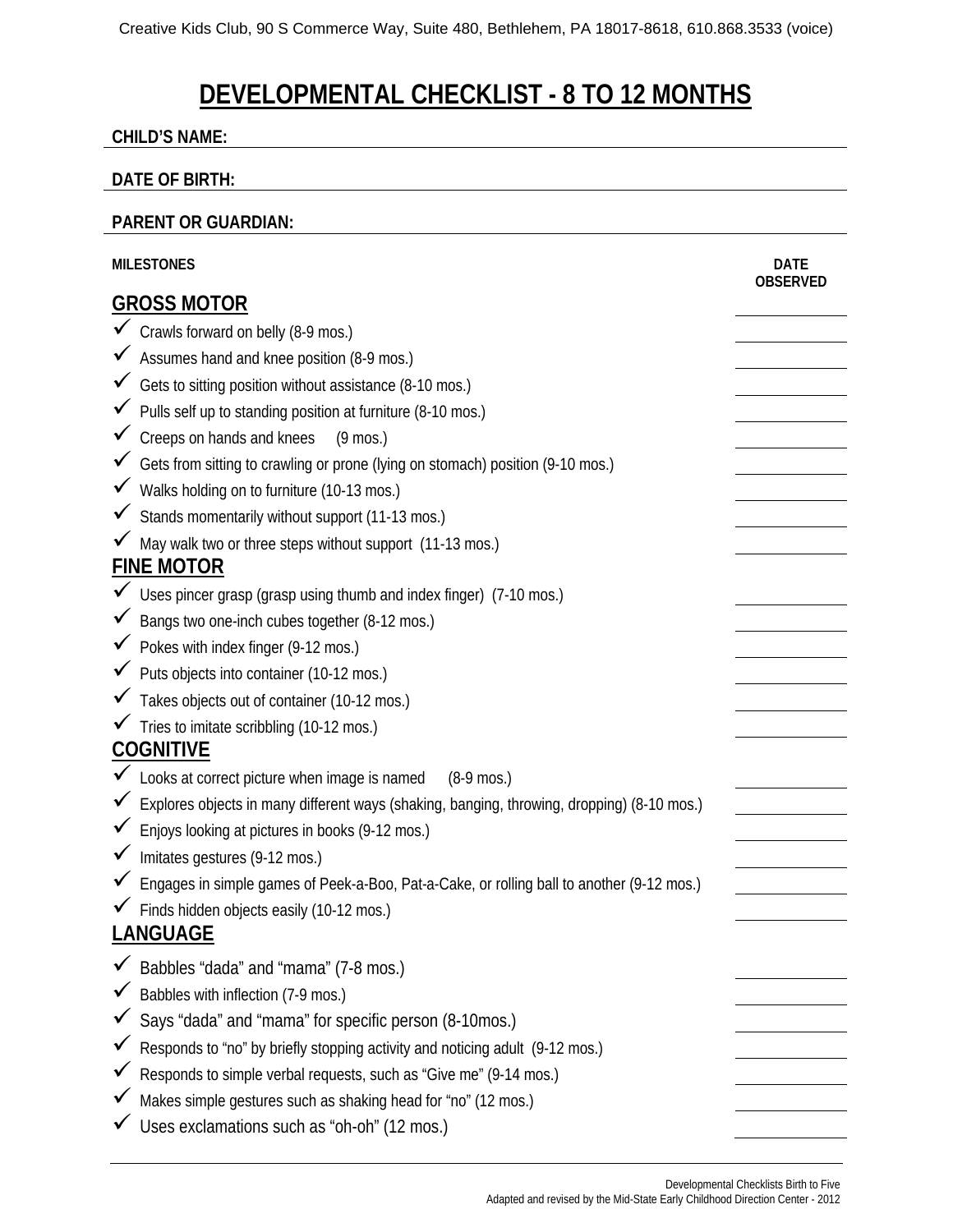Creative Kids Club, 90 S Commerce Way, Suite 480, Bethlehem, PA 18017-8618, 610.868.3533 (voice)

# DEVELOPMENTAL CHECKLIST - 8 TO 12 MONTHS

**CHILD'S NAME:**

**DATE OF BIRTH:**

**PARENT OR GUARDIAN:**

| MILESTONES | DATE OBSERVED |
|---|---|
| **GROSS MOTOR** | |
| ✓ Crawls forward on belly (8-9 mos.) | |
| ✓ Assumes hand and knee position (8-9 mos.) | |
| ✓ Gets to sitting position without assistance (8-10 mos.) | |
| ✓ Pulls self up to standing position at furniture (8-10 mos.) | |
| ✓ Creeps on hands and knees (9 mos.) | |
| ✓ Gets from sitting to crawling or prone (lying on stomach) position (9-10 mos.) | |
| ✓ Walks holding on to furniture (10-13 mos.) | |
| ✓ Stands momentarily without support (11-13 mos.) | |
| ✓ May walk two or three steps without support (11-13 mos.) | |
| **FINE MOTOR** | |
| ✓ Uses pincer grasp (grasp using thumb and index finger) (7-10 mos.) | |
| ✓ Bangs two one-inch cubes together (8-12 mos.) | |
| ✓ Pokes with index finger (9-12 mos.) | |
| ✓ Puts objects into container (10-12 mos.) | |
| ✓ Takes objects out of container (10-12 mos.) | |
| ✓ Tries to imitate scribbling (10-12 mos.) | |
| **COGNITIVE** | |
| ✓ Looks at correct picture when image is named (8-9 mos.) | |
| ✓ Explores objects in many different ways (shaking, banging, throwing, dropping) (8-10 mos.) | |
| ✓ Enjoys looking at pictures in books (9-12 mos.) | |
| ✓ Imitates gestures (9-12 mos.) | |
| ✓ Engages in simple games of Peek-a-Boo, Pat-a-Cake, or rolling ball to another (9-12 mos.) | |
| ✓ Finds hidden objects easily (10-12 mos.) | |
| **LANGUAGE** | |
| ✓ Babbles "dada" and "mama" (7-8 mos.) | |
| ✓ Babbles with inflection (7-9 mos.) | |
| ✓ Says "dada" and "mama" for specific person (8-10mos.) | |
| ✓ Responds to "no" by briefly stopping activity and noticing adult (9-12 mos.) | |
| ✓ Responds to simple verbal requests, such as "Give me" (9-14 mos.) | |
| ✓ Makes simple gestures such as shaking head for "no" (12 mos.) | |
| ✓ Uses exclamations such as "oh-oh" (12 mos.) | |

Developmental Checklists Birth to Five
Adapted and revised by the Mid-State Early Childhood Direction Center - 2012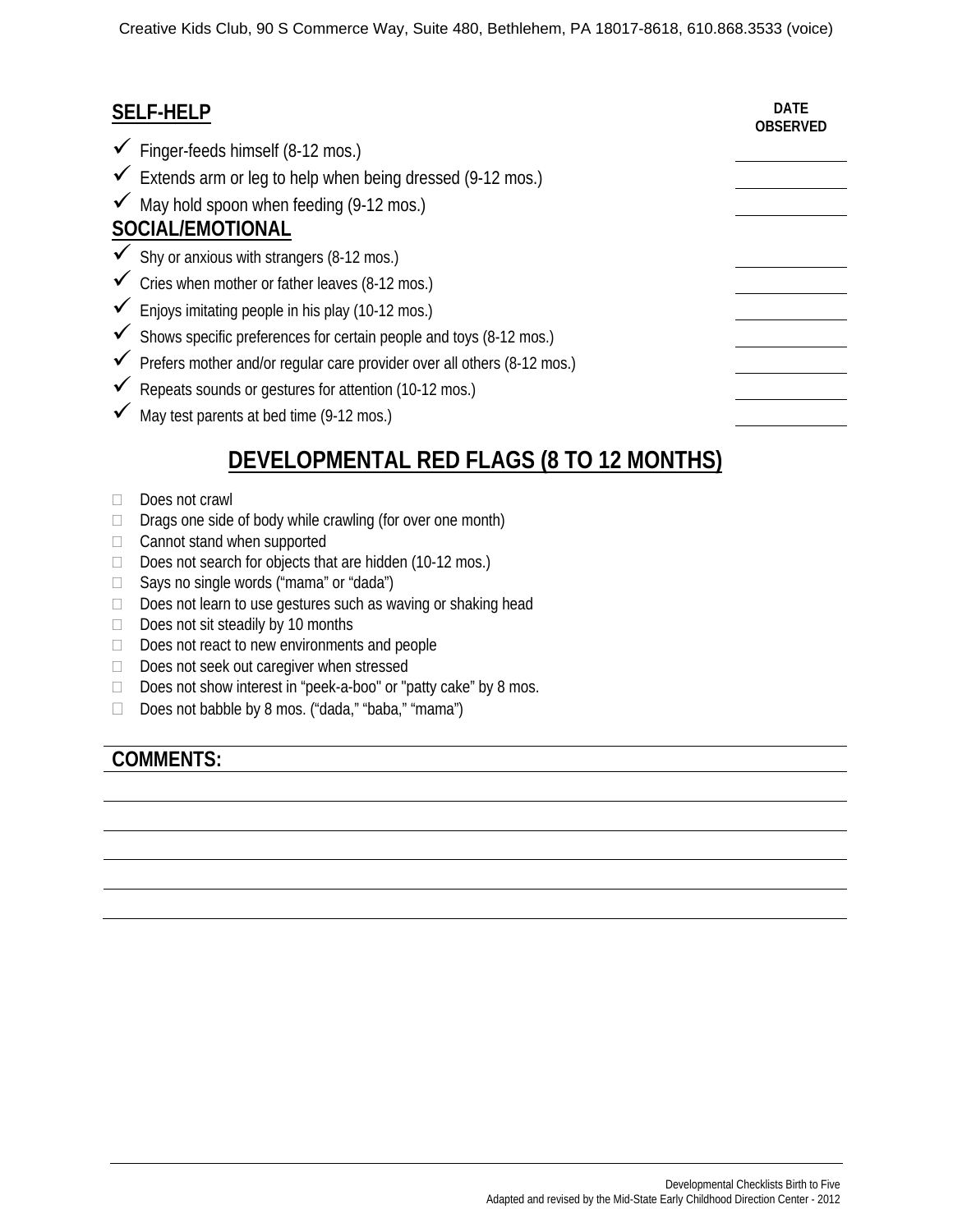## SELF-HELP

**DATE OBSERVED**

- ✓ Finger-feeds himself (8-12 mos.) \_\_\_\_\_\_\_\_\_\_
- ✓ Extends arm or leg to help when being dressed (9-12 mos.) \_\_\_\_\_\_\_\_\_\_
- ✓ May hold spoon when feeding (9-12 mos.) \_\_\_\_\_\_\_\_\_\_

## SOCIAL/EMOTIONAL

- ✓ Shy or anxious with strangers (8-12 mos.) \_\_\_\_\_\_\_\_\_\_
- ✓ Cries when mother or father leaves (8-12 mos.) \_\_\_\_\_\_\_\_\_\_
- ✓ Enjoys imitating people in his play (10-12 mos.) \_\_\_\_\_\_\_\_\_\_
- ✓ Shows specific preferences for certain people and toys (8-12 mos.) \_\_\_\_\_\_\_\_\_\_
- ✓ Prefers mother and/or regular care provider over all others (8-12 mos.) \_\_\_\_\_\_\_\_\_\_
- ✓ Repeats sounds or gestures for attention (10-12 mos.) \_\_\_\_\_\_\_\_\_\_
- ✓ May test parents at bed time (9-12 mos.) \_\_\_\_\_\_\_\_\_\_

# DEVELOPMENTAL RED FLAGS (8 TO 12 MONTHS)

- ☐ Does not crawl
- ☐ Drags one side of body while crawling (for over one month)
- ☐ Cannot stand when supported
- ☐ Does not search for objects that are hidden (10-12 mos.)
- ☐ Says no single words ("mama" or "dada")
- ☐ Does not learn to use gestures such as waving or shaking head
- ☐ Does not sit steadily by 10 months
- ☐ Does not react to new environments and people
- ☐ Does not seek out caregiver when stressed
- ☐ Does not show interest in "peek-a-boo" or "patty cake" by 8 mos.
- ☐ Does not babble by 8 mos. ("dada," "baba," "mama")

## COMMENTS:

\_\_\_\_\_\_\_\_\_\_\_\_\_\_\_\_\_\_\_\_\_\_\_\_\_\_\_\_\_\_\_\_\_\_\_\_\_\_\_\_

\_\_\_\_\_\_\_\_\_\_\_\_\_\_\_\_\_\_\_\_\_\_\_\_\_\_\_\_\_\_\_\_\_\_\_\_\_\_\_\_

\_\_\_\_\_\_\_\_\_\_\_\_\_\_\_\_\_\_\_\_\_\_\_\_\_\_\_\_\_\_\_\_\_\_\_\_\_\_\_\_

\_\_\_\_\_\_\_\_\_\_\_\_\_\_\_\_\_\_\_\_\_\_\_\_\_\_\_\_\_\_\_\_\_\_\_\_\_\_\_\_

\_\_\_\_\_\_\_\_\_\_\_\_\_\_\_\_\_\_\_\_\_\_\_\_\_\_\_\_\_\_\_\_\_\_\_\_\_\_\_\_

Developmental Checklists Birth to Five
Adapted and revised by the Mid-State Early Childhood Direction Center - 2012